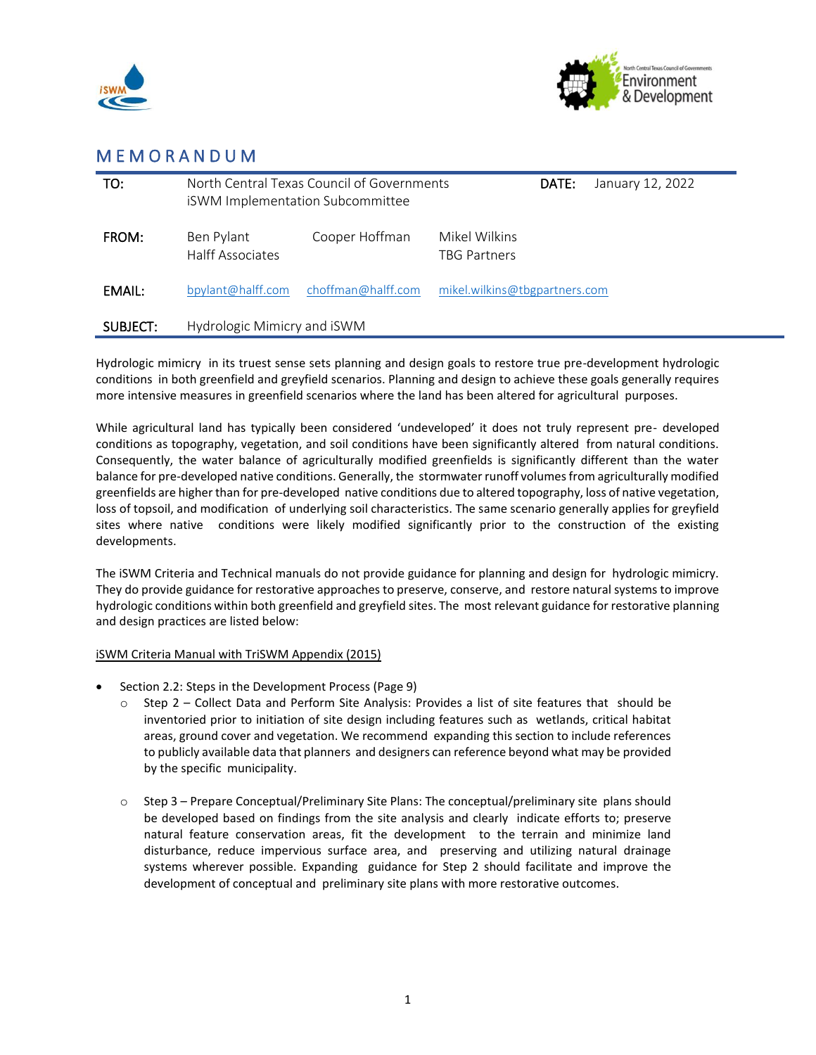# MEMORANDUM

| | | | |
|---|---|---|---|
| TO: | North Central Texas Council of Governments<br>iSWM Implementation Subcommittee | DATE: | January 12, 2022 |
| FROM: | Ben Pylant<br>Halff Associates | Cooper Hoffman | Mikel Wilkins<br>TBG Partners |
| EMAIL: | bpylant@halff.com | choffman@halff.com | mikel.wilkins@tbgpartners.com |
| SUBJECT: | Hydrologic Mimicry and iSWM | | |

Hydrologic mimicry in its truest sense sets planning and design goals to restore true pre-development hydrologic conditions in both greenfield and greyfield scenarios. Planning and design to achieve these goals generally requires more intensive measures in greenfield scenarios where the land has been altered for agricultural purposes.

While agricultural land has typically been considered 'undeveloped' it does not truly represent pre- developed conditions as topography, vegetation, and soil conditions have been significantly altered from natural conditions. Consequently, the water balance of agriculturally modified greenfields is significantly different than the water balance for pre-developed native conditions. Generally, the stormwater runoff volumes from agriculturally modified greenfields are higher than for pre-developed native conditions due to altered topography, loss of native vegetation, loss of topsoil, and modification of underlying soil characteristics. The same scenario generally applies for greyfield sites where native conditions were likely modified significantly prior to the construction of the existing developments.

The iSWM Criteria and Technical manuals do not provide guidance for planning and design for hydrologic mimicry. They do provide guidance for restorative approaches to preserve, conserve, and restore natural systems to improve hydrologic conditions within both greenfield and greyfield sites. The most relevant guidance for restorative planning and design practices are listed below:

<u>iSWM Criteria Manual with TriSWM Appendix (2015)</u>

- Section 2.2: Steps in the Development Process (Page 9)
  - Step 2 – Collect Data and Perform Site Analysis: Provides a list of site features that should be inventoried prior to initiation of site design including features such as wetlands, critical habitat areas, ground cover and vegetation. We recommend expanding this section to include references to publicly available data that planners and designers can reference beyond what may be provided by the specific municipality.

  - Step 3 – Prepare Conceptual/Preliminary Site Plans: The conceptual/preliminary site plans should be developed based on findings from the site analysis and clearly indicate efforts to; preserve natural feature conservation areas, fit the development to the terrain and minimize land disturbance, reduce impervious surface area, and preserving and utilizing natural drainage systems wherever possible. Expanding guidance for Step 2 should facilitate and improve the development of conceptual and preliminary site plans with more restorative outcomes.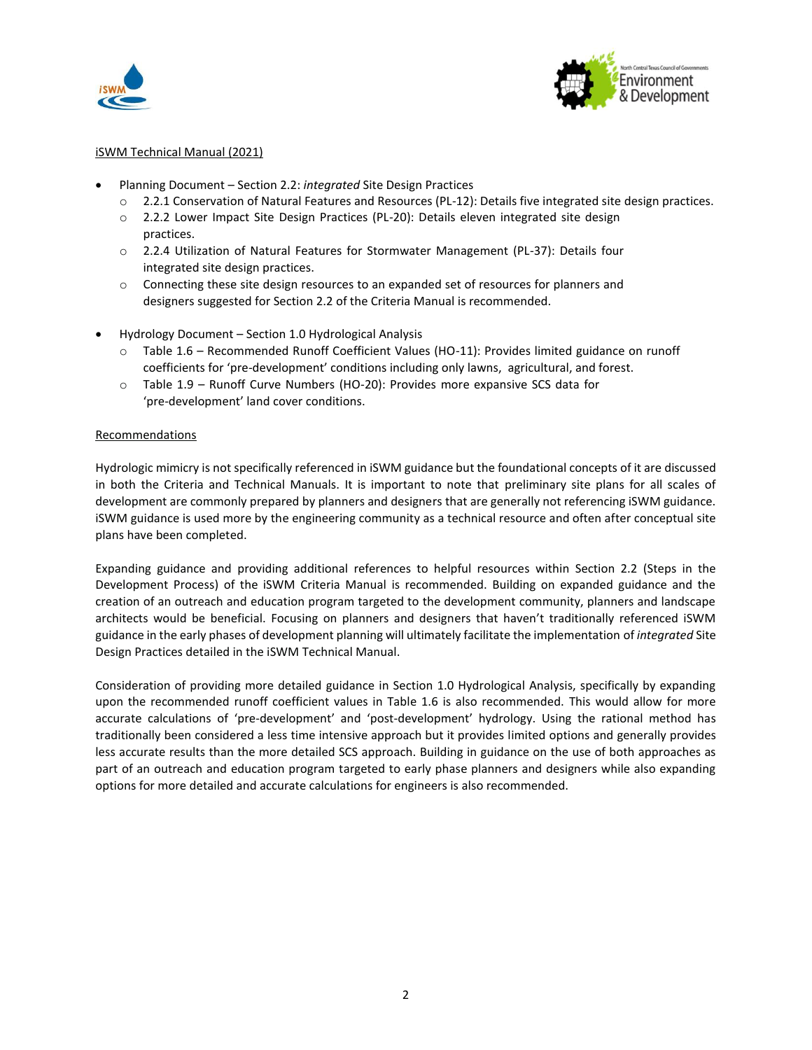iSWM Technical Manual (2021)

- Planning Document – Section 2.2: *integrated* Site Design Practices
  - 2.2.1 Conservation of Natural Features and Resources (PL-12): Details five integrated site design practices.
  - 2.2.2 Lower Impact Site Design Practices (PL-20): Details eleven integrated site design practices.
  - 2.2.4 Utilization of Natural Features for Stormwater Management (PL-37): Details four integrated site design practices.
  - Connecting these site design resources to an expanded set of resources for planners and designers suggested for Section 2.2 of the Criteria Manual is recommended.

- Hydrology Document – Section 1.0 Hydrological Analysis
  - Table 1.6 – Recommended Runoff Coefficient Values (HO-11): Provides limited guidance on runoff coefficients for 'pre-development' conditions including only lawns, agricultural, and forest.
  - Table 1.9 – Runoff Curve Numbers (HO-20): Provides more expansive SCS data for 'pre-development' land cover conditions.

Recommendations

Hydrologic mimicry is not specifically referenced in iSWM guidance but the foundational concepts of it are discussed in both the Criteria and Technical Manuals. It is important to note that preliminary site plans for all scales of development are commonly prepared by planners and designers that are generally not referencing iSWM guidance. iSWM guidance is used more by the engineering community as a technical resource and often after conceptual site plans have been completed.

Expanding guidance and providing additional references to helpful resources within Section 2.2 (Steps in the Development Process) of the iSWM Criteria Manual is recommended. Building on expanded guidance and the creation of an outreach and education program targeted to the development community, planners and landscape architects would be beneficial. Focusing on planners and designers that haven't traditionally referenced iSWM guidance in the early phases of development planning will ultimately facilitate the implementation of *integrated* Site Design Practices detailed in the iSWM Technical Manual.

Consideration of providing more detailed guidance in Section 1.0 Hydrological Analysis, specifically by expanding upon the recommended runoff coefficient values in Table 1.6 is also recommended. This would allow for more accurate calculations of 'pre-development' and 'post-development' hydrology. Using the rational method has traditionally been considered a less time intensive approach but it provides limited options and generally provides less accurate results than the more detailed SCS approach. Building in guidance on the use of both approaches as part of an outreach and education program targeted to early phase planners and designers while also expanding options for more detailed and accurate calculations for engineers is also recommended.